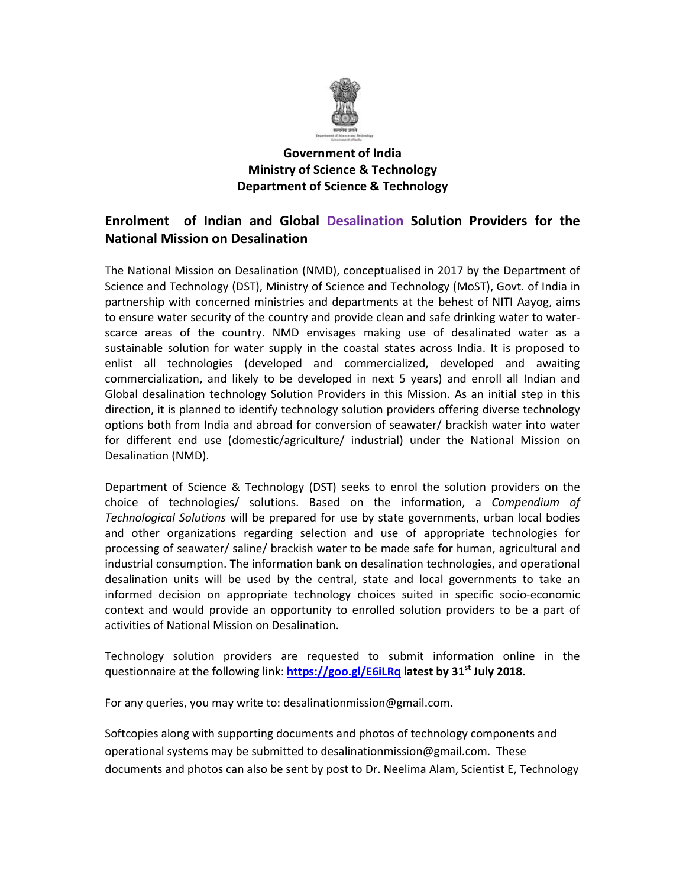**Government of India**
**Ministry of Science & Technology**
**Department of Science & Technology**

## Enrolment of Indian and Global Desalination Solution Providers for the National Mission on Desalination

The National Mission on Desalination (NMD), conceptualised in 2017 by the Department of Science and Technology (DST), Ministry of Science and Technology (MoST), Govt. of India in partnership with concerned ministries and departments at the behest of NITI Aayog, aims to ensure water security of the country and provide clean and safe drinking water to water-scarce areas of the country. NMD envisages making use of desalinated water as a sustainable solution for water supply in the coastal states across India. It is proposed to enlist all technologies (developed and commercialized, developed and awaiting commercialization, and likely to be developed in next 5 years) and enroll all Indian and Global desalination technology Solution Providers in this Mission. As an initial step in this direction, it is planned to identify technology solution providers offering diverse technology options both from India and abroad for conversion of seawater/ brackish water into water for different end use (domestic/agriculture/ industrial) under the National Mission on Desalination (NMD).

Department of Science & Technology (DST) seeks to enrol the solution providers on the choice of technologies/ solutions. Based on the information, a *Compendium of Technological Solutions* will be prepared for use by state governments, urban local bodies and other organizations regarding selection and use of appropriate technologies for processing of seawater/ saline/ brackish water to be made safe for human, agricultural and industrial consumption. The information bank on desalination technologies, and operational desalination units will be used by the central, state and local governments to take an informed decision on appropriate technology choices suited in specific socio-economic context and would provide an opportunity to enrolled solution providers to be a part of activities of National Mission on Desalination.

Technology solution providers are requested to submit information online in the questionnaire at the following link: **https://goo.gl/E6iLRq latest by 31st July 2018.**

For any queries, you may write to: desalinationmission@gmail.com.

Softcopies along with supporting documents and photos of technology components and operational systems may be submitted to desalinationmission@gmail.com. These documents and photos can also be sent by post to Dr. Neelima Alam, Scientist E, Technology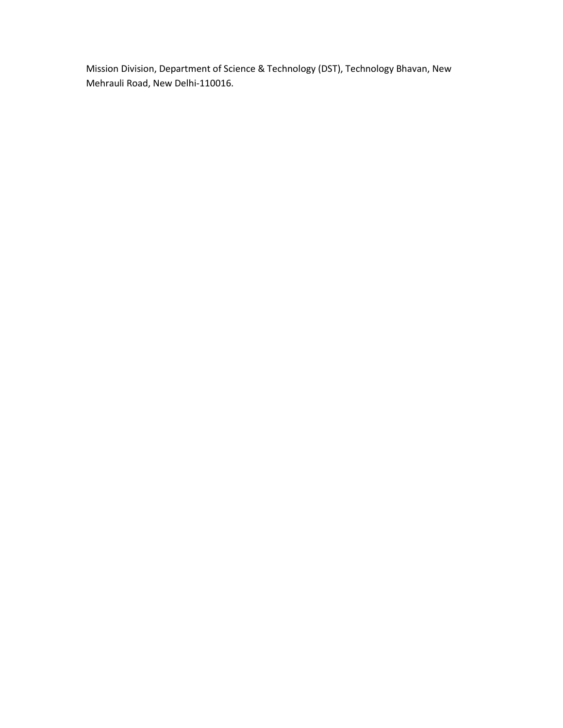Mission Division, Department of Science & Technology (DST), Technology Bhavan, New Mehrauli Road, New Delhi-110016.